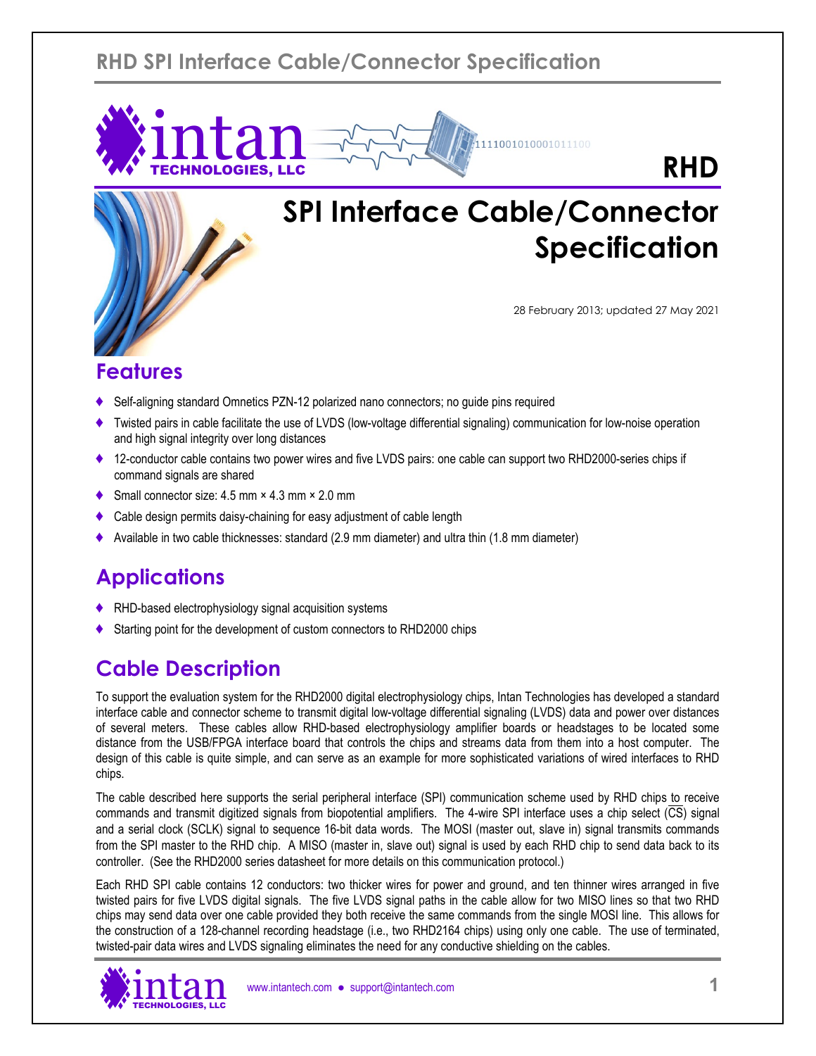# RHD

# SPI Interface Cable/Connector Specification

28 February 2013; updated 27 May 2021

## Features

- Self-aligning standard Omnetics PZN-12 polarized nano connectors; no guide pins required
- Twisted pairs in cable facilitate the use of LVDS (low-voltage differential signaling) communication for low-noise operation and high signal integrity over long distances
- 12-conductor cable contains two power wires and five LVDS pairs: one cable can support two RHD2000-series chips if command signals are shared
- Small connector size: 4.5 mm × 4.3 mm × 2.0 mm
- Cable design permits daisy-chaining for easy adjustment of cable length
- Available in two cable thicknesses: standard (2.9 mm diameter) and ultra thin (1.8 mm diameter)

## Applications

- RHD-based electrophysiology signal acquisition systems
- Starting point for the development of custom connectors to RHD2000 chips

## Cable Description

To support the evaluation system for the RHD2000 digital electrophysiology chips, Intan Technologies has developed a standard interface cable and connector scheme to transmit digital low-voltage differential signaling (LVDS) data and power over distances of several meters. These cables allow RHD-based electrophysiology amplifier boards or headstages to be located some distance from the USB/FPGA interface board that controls the chips and streams data from them into a host computer. The design of this cable is quite simple, and can serve as an example for more sophisticated variations of wired interfaces to RHD chips.

The cable described here supports the serial peripheral interface (SPI) communication scheme used by RHD chips to receive commands and transmit digitized signals from biopotential amplifiers. The 4-wire SPI interface uses a chip select ($\overline{\text{CS}}$) signal and a serial clock (SCLK) signal to sequence 16-bit data words. The MOSI (master out, slave in) signal transmits commands from the SPI master to the RHD chip. A MISO (master in, slave out) signal is used by each RHD chip to send data back to its controller. (See the RHD2000 series datasheet for more details on this communication protocol.)

Each RHD SPI cable contains 12 conductors: two thicker wires for power and ground, and ten thinner wires arranged in five twisted pairs for five LVDS digital signals. The five LVDS signal paths in the cable allow for two MISO lines so that two RHD chips may send data over one cable provided they both receive the same commands from the single MOSI line. This allows for the construction of a 128-channel recording headstage (i.e., two RHD2164 chips) using only one cable. The use of terminated, twisted-pair data wires and LVDS signaling eliminates the need for any conductive shielding on the cables.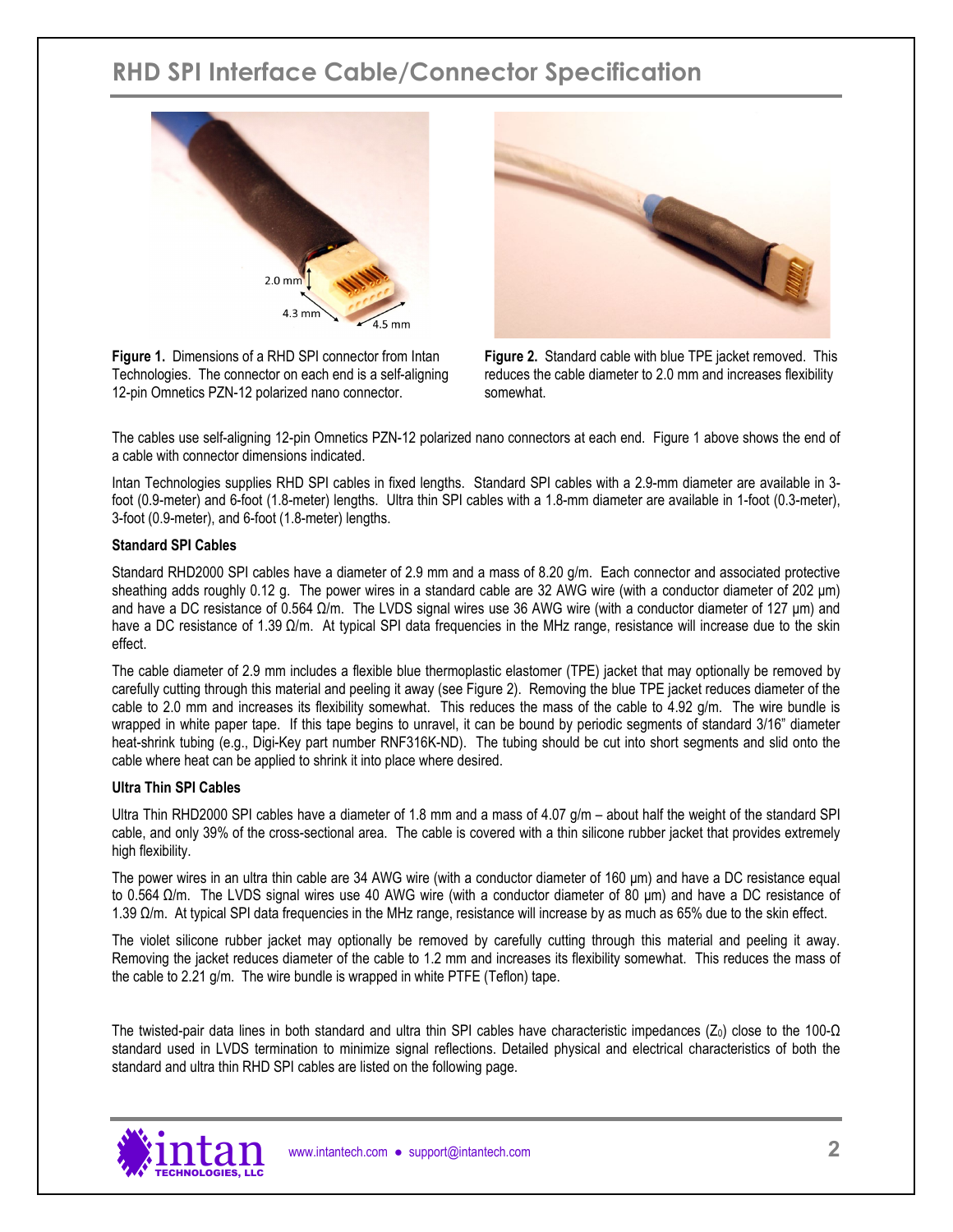# RHD SPI Interface Cable/Connector Specification

**Figure 1.** Dimensions of a RHD SPI connector from Intan Technologies. The connector on each end is a self-aligning 12-pin Omnetics PZN-12 polarized nano connector.

**Figure 2.** Standard cable with blue TPE jacket removed. This reduces the cable diameter to 2.0 mm and increases flexibility somewhat.

The cables use self-aligning 12-pin Omnetics PZN-12 polarized nano connectors at each end. Figure 1 above shows the end of a cable with connector dimensions indicated.

Intan Technologies supplies RHD SPI cables in fixed lengths. Standard SPI cables with a 2.9-mm diameter are available in 3-foot (0.9-meter) and 6-foot (1.8-meter) lengths. Ultra thin SPI cables with a 1.8-mm diameter are available in 1-foot (0.3-meter), 3-foot (0.9-meter), and 6-foot (1.8-meter) lengths.

**Standard SPI Cables**

Standard RHD2000 SPI cables have a diameter of 2.9 mm and a mass of 8.20 g/m. Each connector and associated protective sheathing adds roughly 0.12 g. The power wires in a standard cable are 32 AWG wire (with a conductor diameter of 202 μm) and have a DC resistance of 0.564 Ω/m. The LVDS signal wires use 36 AWG wire (with a conductor diameter of 127 μm) and have a DC resistance of 1.39 Ω/m. At typical SPI data frequencies in the MHz range, resistance will increase due to the skin effect.

The cable diameter of 2.9 mm includes a flexible blue thermoplastic elastomer (TPE) jacket that may optionally be removed by carefully cutting through this material and peeling it away (see Figure 2). Removing the blue TPE jacket reduces diameter of the cable to 2.0 mm and increases its flexibility somewhat. This reduces the mass of the cable to 4.92 g/m. The wire bundle is wrapped in white paper tape. If this tape begins to unravel, it can be bound by periodic segments of standard 3/16" diameter heat-shrink tubing (e.g., Digi-Key part number RNF316K-ND). The tubing should be cut into short segments and slid onto the cable where heat can be applied to shrink it into place where desired.

**Ultra Thin SPI Cables**

Ultra Thin RHD2000 SPI cables have a diameter of 1.8 mm and a mass of 4.07 g/m – about half the weight of the standard SPI cable, and only 39% of the cross-sectional area. The cable is covered with a thin silicone rubber jacket that provides extremely high flexibility.

The power wires in an ultra thin cable are 34 AWG wire (with a conductor diameter of 160 μm) and have a DC resistance equal to 0.564 Ω/m. The LVDS signal wires use 40 AWG wire (with a conductor diameter of 80 μm) and have a DC resistance of 1.39 Ω/m. At typical SPI data frequencies in the MHz range, resistance will increase by as much as 65% due to the skin effect.

The violet silicone rubber jacket may optionally be removed by carefully cutting through this material and peeling it away. Removing the jacket reduces diameter of the cable to 1.2 mm and increases its flexibility somewhat. This reduces the mass of the cable to 2.21 g/m. The wire bundle is wrapped in white PTFE (Teflon) tape.

The twisted-pair data lines in both standard and ultra thin SPI cables have characteristic impedances ($Z_0$) close to the 100-Ω standard used in LVDS termination to minimize signal reflections. Detailed physical and electrical characteristics of both the standard and ultra thin RHD SPI cables are listed on the following page.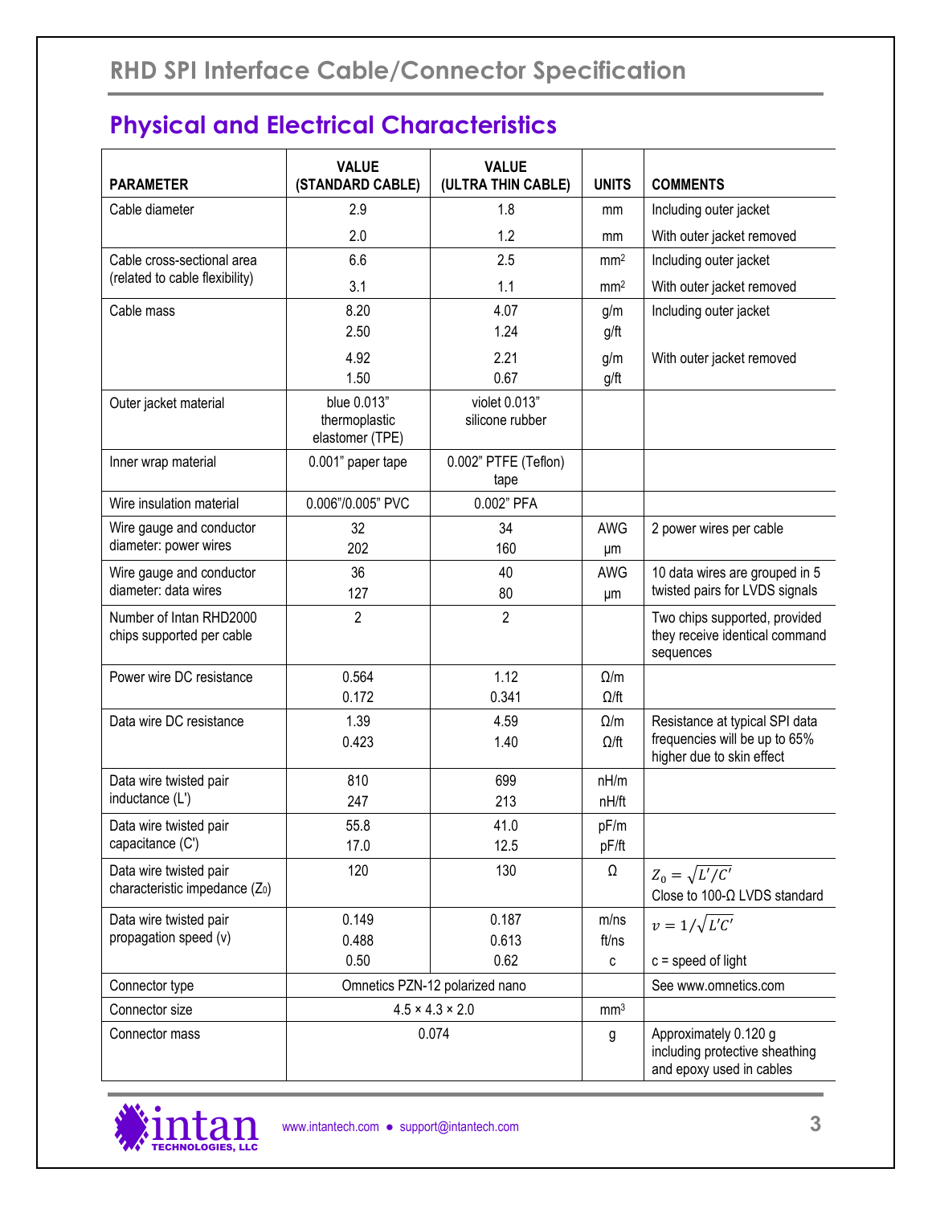## Physical and Electrical Characteristics

| PARAMETER | VALUE (STANDARD CABLE) | VALUE (ULTRA THIN CABLE) | UNITS | COMMENTS |
|---|---|---|---|---|
| Cable diameter | 2.9 | 1.8 | mm | Including outer jacket |
| | 2.0 | 1.2 | mm | With outer jacket removed |
| Cable cross-sectional area (related to cable flexibility) | 6.6 | 2.5 | mm$^2$ | Including outer jacket |
| | 3.1 | 1.1 | mm$^2$ | With outer jacket removed |
| Cable mass | 8.20<br>2.50 | 4.07<br>1.24 | g/m<br>g/ft | Including outer jacket |
| | 4.92<br>1.50 | 2.21<br>0.67 | g/m<br>g/ft | With outer jacket removed |
| Outer jacket material | blue 0.013" thermoplastic elastomer (TPE) | violet 0.013" silicone rubber | | |
| Inner wrap material | 0.001" paper tape | 0.002" PTFE (Teflon) tape | | |
| Wire insulation material | 0.006"/0.005" PVC | 0.002" PFA | | |
| Wire gauge and conductor diameter: power wires | 32<br>202 | 34<br>160 | AWG<br>μm | 2 power wires per cable |
| Wire gauge and conductor diameter: data wires | 36<br>127 | 40<br>80 | AWG<br>μm | 10 data wires are grouped in 5 twisted pairs for LVDS signals |
| Number of Intan RHD2000 chips supported per cable | 2 | 2 | | Two chips supported, provided they receive identical command sequences |
| Power wire DC resistance | 0.564<br>0.172 | 1.12<br>0.341 | Ω/m<br>Ω/ft | |
| Data wire DC resistance | 1.39<br>0.423 | 4.59<br>1.40 | Ω/m<br>Ω/ft | Resistance at typical SPI data frequencies will be up to 65% higher due to skin effect |
| Data wire twisted pair inductance (L') | 810<br>247 | 699<br>213 | nH/m<br>nH/ft | |
| Data wire twisted pair capacitance (C') | 55.8<br>17.0 | 41.0<br>12.5 | pF/m<br>pF/ft | |
| Data wire twisted pair characteristic impedance ($Z_0$) | 120 | 130 | Ω | $Z_0 = \sqrt{L'/C'}$<br>Close to 100-Ω LVDS standard |
| Data wire twisted pair propagation speed (v) | 0.149<br>0.488<br>0.50 | 0.187<br>0.613<br>0.62 | m/ns<br>ft/ns<br>c | $v = 1/\sqrt{L'C'}$<br><br>c = speed of light |
| Connector type | Omnetics PZN-12 polarized nano | | | See www.omnetics.com |
| Connector size | 4.5 × 4.3 × 2.0 | | mm$^3$ | |
| Connector mass | 0.074 | | g | Approximately 0.120 g including protective sheathing and epoxy used in cables |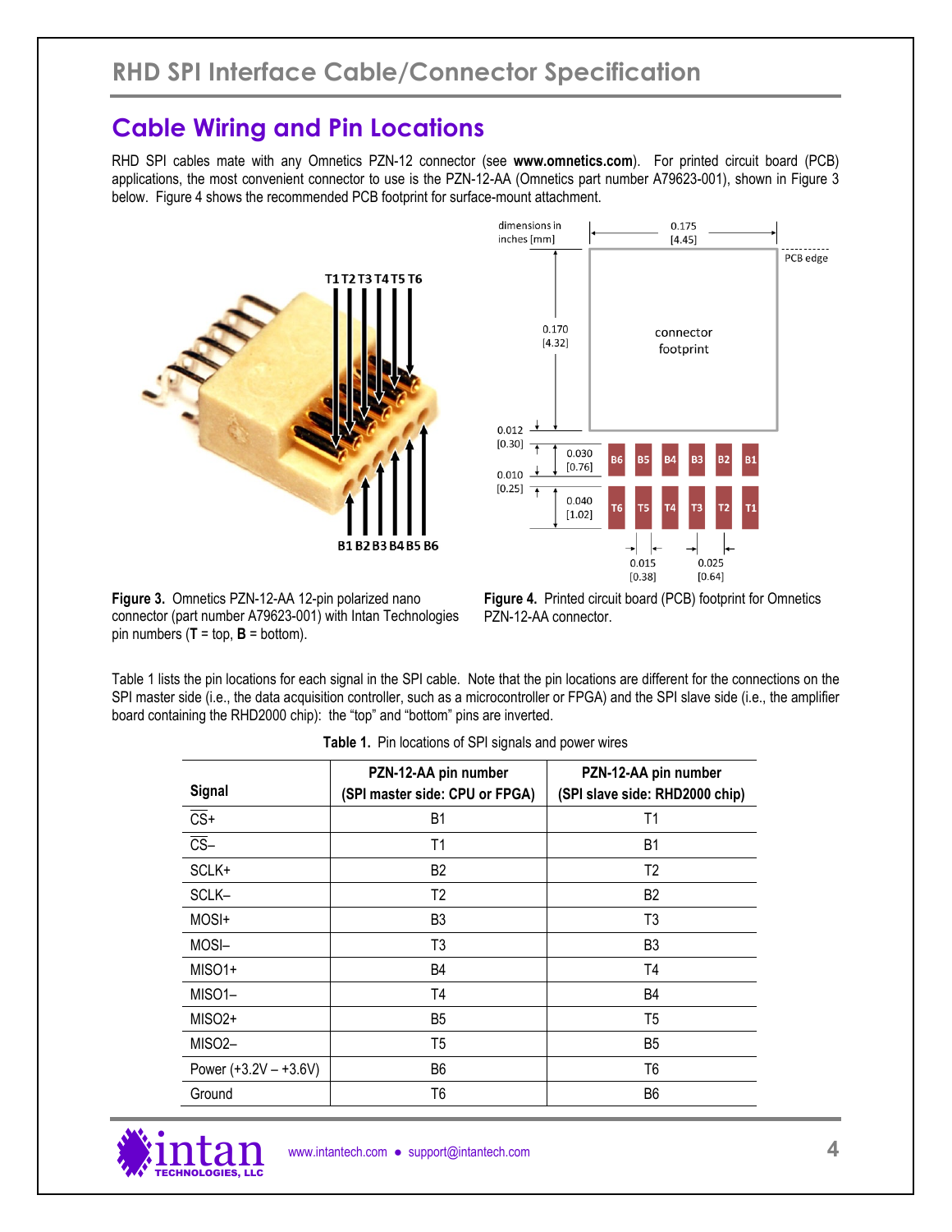## Cable Wiring and Pin Locations

RHD SPI cables mate with any Omnetics PZN-12 connector (see **www.omnetics.com**). For printed circuit board (PCB) applications, the most convenient connector to use is the PZN-12-AA (Omnetics part number A79623-001), shown in Figure 3 below. Figure 4 shows the recommended PCB footprint for surface-mount attachment.

**Figure 3.** Omnetics PZN-12-AA 12-pin polarized nano connector (part number A79623-001) with Intan Technologies pin numbers (**T** = top, **B** = bottom).

**Figure 4.** Printed circuit board (PCB) footprint for Omnetics PZN-12-AA connector.

Table 1 lists the pin locations for each signal in the SPI cable. Note that the pin locations are different for the connections on the SPI master side (i.e., the data acquisition controller, such as a microcontroller or FPGA) and the SPI slave side (i.e., the amplifier board containing the RHD2000 chip): the "top" and "bottom" pins are inverted.

**Table 1.** Pin locations of SPI signals and power wires

| Signal | PZN-12-AA pin number (SPI master side: CPU or FPGA) | PZN-12-AA pin number (SPI slave side: RHD2000 chip) |
|---|---|---|
| $\overline{CS}$+ | B1 | T1 |
| $\overline{CS}$– | T1 | B1 |
| SCLK+ | B2 | T2 |
| SCLK– | T2 | B2 |
| MOSI+ | B3 | T3 |
| MOSI– | T3 | B3 |
| MISO1+ | B4 | T4 |
| MISO1– | T4 | B4 |
| MISO2+ | B5 | T5 |
| MISO2– | T5 | B5 |
| Power (+3.2V – +3.6V) | B6 | T6 |
| Ground | T6 | B6 |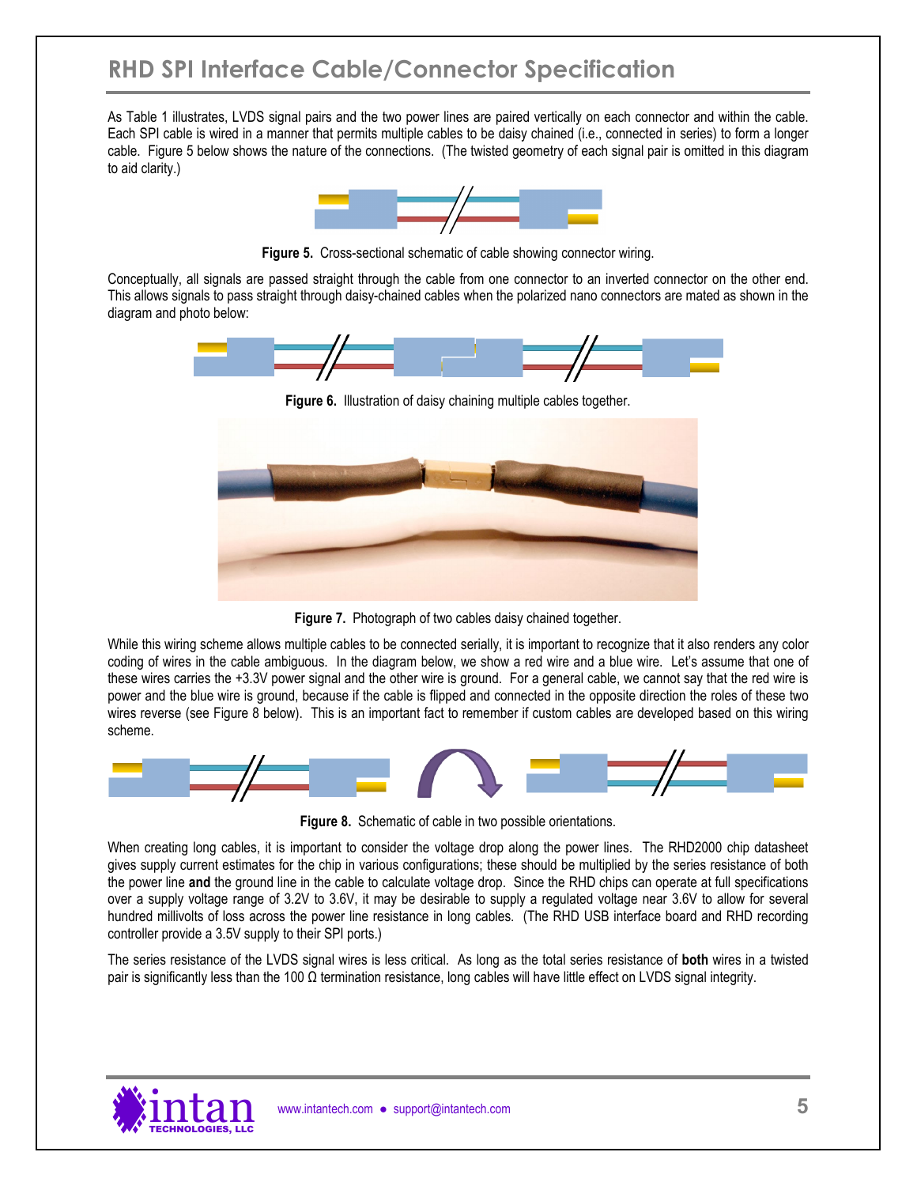# RHD SPI Interface Cable/Connector Specification

As Table 1 illustrates, LVDS signal pairs and the two power lines are paired vertically on each connector and within the cable. Each SPI cable is wired in a manner that permits multiple cables to be daisy chained (i.e., connected in series) to form a longer cable. Figure 5 below shows the nature of the connections. (The twisted geometry of each signal pair is omitted in this diagram to aid clarity.)

**Figure 5.** Cross-sectional schematic of cable showing connector wiring.

Conceptually, all signals are passed straight through the cable from one connector to an inverted connector on the other end. This allows signals to pass straight through daisy-chained cables when the polarized nano connectors are mated as shown in the diagram and photo below:

**Figure 6.** Illustration of daisy chaining multiple cables together.

**Figure 7.** Photograph of two cables daisy chained together.

While this wiring scheme allows multiple cables to be connected serially, it is important to recognize that it also renders any color coding of wires in the cable ambiguous. In the diagram below, we show a red wire and a blue wire. Let's assume that one of these wires carries the +3.3V power signal and the other wire is ground. For a general cable, we cannot say that the red wire is power and the blue wire is ground, because if the cable is flipped and connected in the opposite direction the roles of these two wires reverse (see Figure 8 below). This is an important fact to remember if custom cables are developed based on this wiring scheme.

**Figure 8.** Schematic of cable in two possible orientations.

When creating long cables, it is important to consider the voltage drop along the power lines. The RHD2000 chip datasheet gives supply current estimates for the chip in various configurations; these should be multiplied by the series resistance of both the power line **and** the ground line in the cable to calculate voltage drop. Since the RHD chips can operate at full specifications over a supply voltage range of 3.2V to 3.6V, it may be desirable to supply a regulated voltage near 3.6V to allow for several hundred millivolts of loss across the power line resistance in long cables. (The RHD USB interface board and RHD recording controller provide a 3.5V supply to their SPI ports.)

The series resistance of the LVDS signal wires is less critical. As long as the total series resistance of **both** wires in a twisted pair is significantly less than the 100 Ω termination resistance, long cables will have little effect on LVDS signal integrity.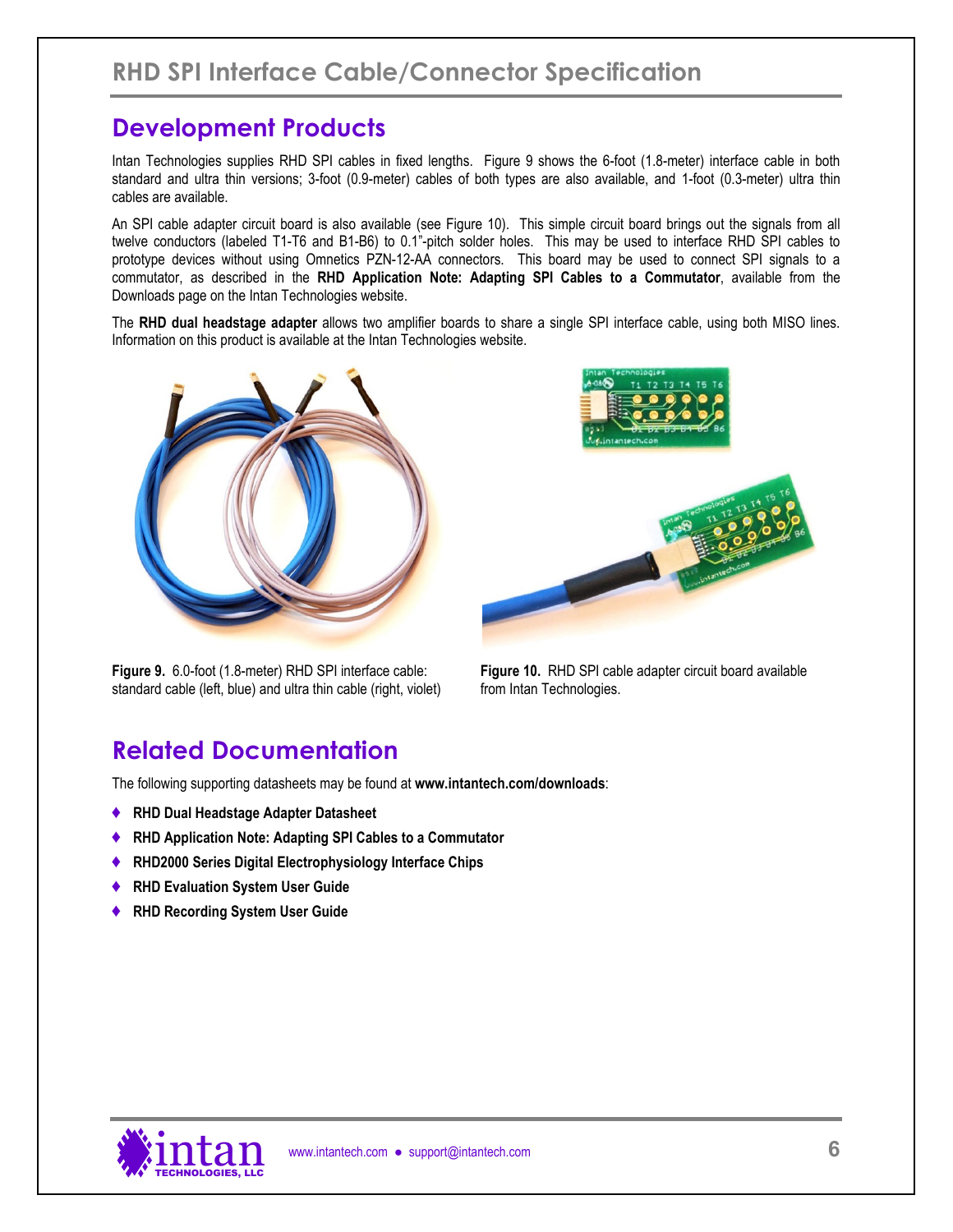## Development Products

Intan Technologies supplies RHD SPI cables in fixed lengths. Figure 9 shows the 6-foot (1.8-meter) interface cable in both standard and ultra thin versions; 3-foot (0.9-meter) cables of both types are also available, and 1-foot (0.3-meter) ultra thin cables are available.

An SPI cable adapter circuit board is also available (see Figure 10). This simple circuit board brings out the signals from all twelve conductors (labeled T1-T6 and B1-B6) to 0.1"-pitch solder holes. This may be used to interface RHD SPI cables to prototype devices without using Omnetics PZN-12-AA connectors. This board may be used to connect SPI signals to a commutator, as described in the **RHD Application Note: Adapting SPI Cables to a Commutator**, available from the Downloads page on the Intan Technologies website.

The **RHD dual headstage adapter** allows two amplifier boards to share a single SPI interface cable, using both MISO lines. Information on this product is available at the Intan Technologies website.

**Figure 9.** 6.0-foot (1.8-meter) RHD SPI interface cable: standard cable (left, blue) and ultra thin cable (right, violet)

**Figure 10.** RHD SPI cable adapter circuit board available from Intan Technologies.

## Related Documentation

The following supporting datasheets may be found at **www.intantech.com/downloads**:

- **RHD Dual Headstage Adapter Datasheet**
- **RHD Application Note: Adapting SPI Cables to a Commutator**
- **RHD2000 Series Digital Electrophysiology Interface Chips**
- **RHD Evaluation System User Guide**
- **RHD Recording System User Guide**